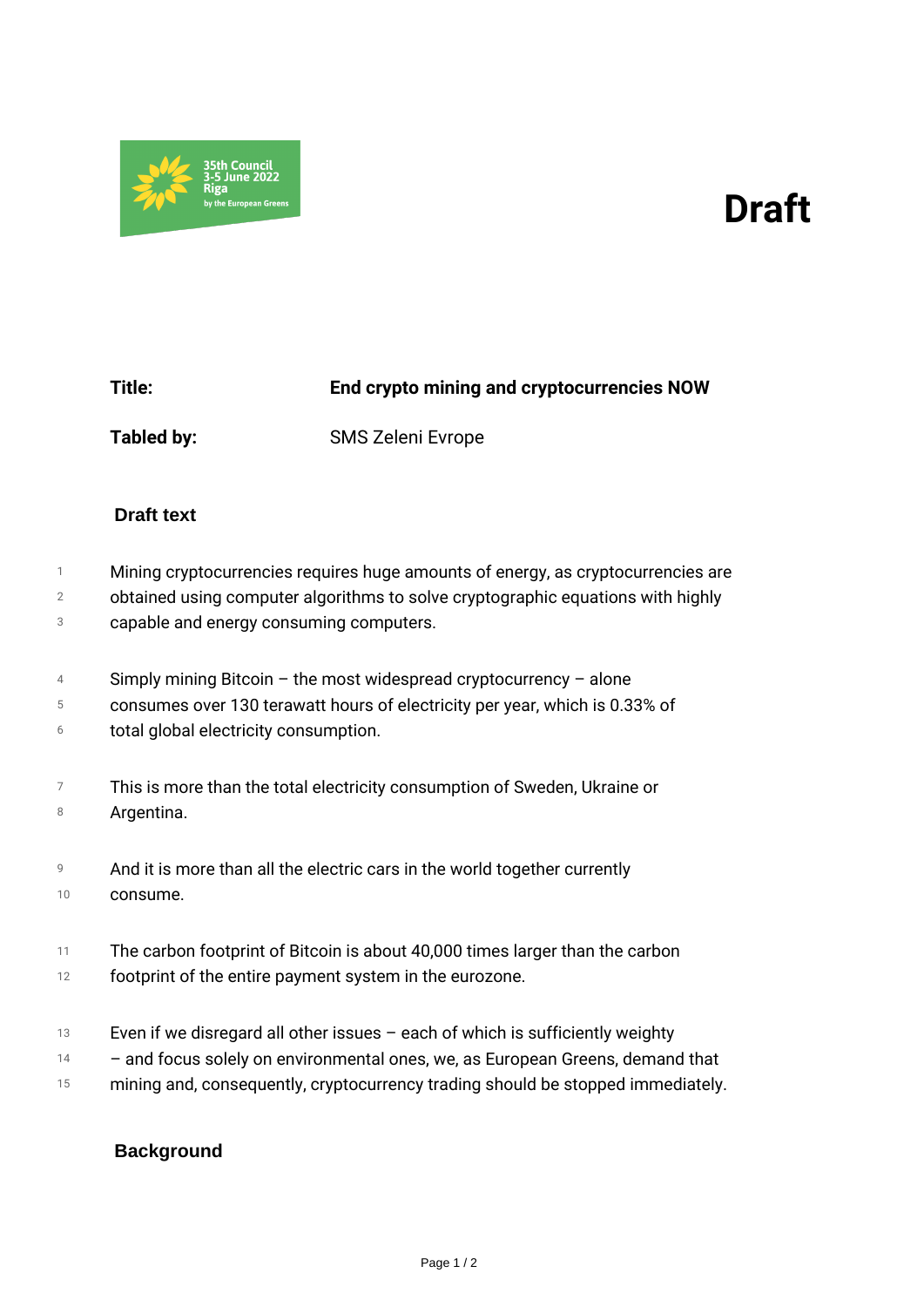35th Council
3-5 June 2022
Riga
by the European Greens

# Draft

**Title:** **End crypto mining and cryptocurrencies NOW**

**Tabled by:** SMS Zeleni Evrope

## Draft text

Mining cryptocurrencies requires huge amounts of energy, as cryptocurrencies are obtained using computer algorithms to solve cryptographic equations with highly capable and energy consuming computers.

Simply mining Bitcoin – the most widespread cryptocurrency – alone consumes over 130 terawatt hours of electricity per year, which is 0.33% of total global electricity consumption.

This is more than the total electricity consumption of Sweden, Ukraine or Argentina.

And it is more than all the electric cars in the world together currently consume.

The carbon footprint of Bitcoin is about 40,000 times larger than the carbon footprint of the entire payment system in the eurozone.

Even if we disregard all other issues – each of which is sufficiently weighty – and focus solely on environmental ones, we, as European Greens, demand that mining and, consequently, cryptocurrency trading should be stopped immediately.

## Background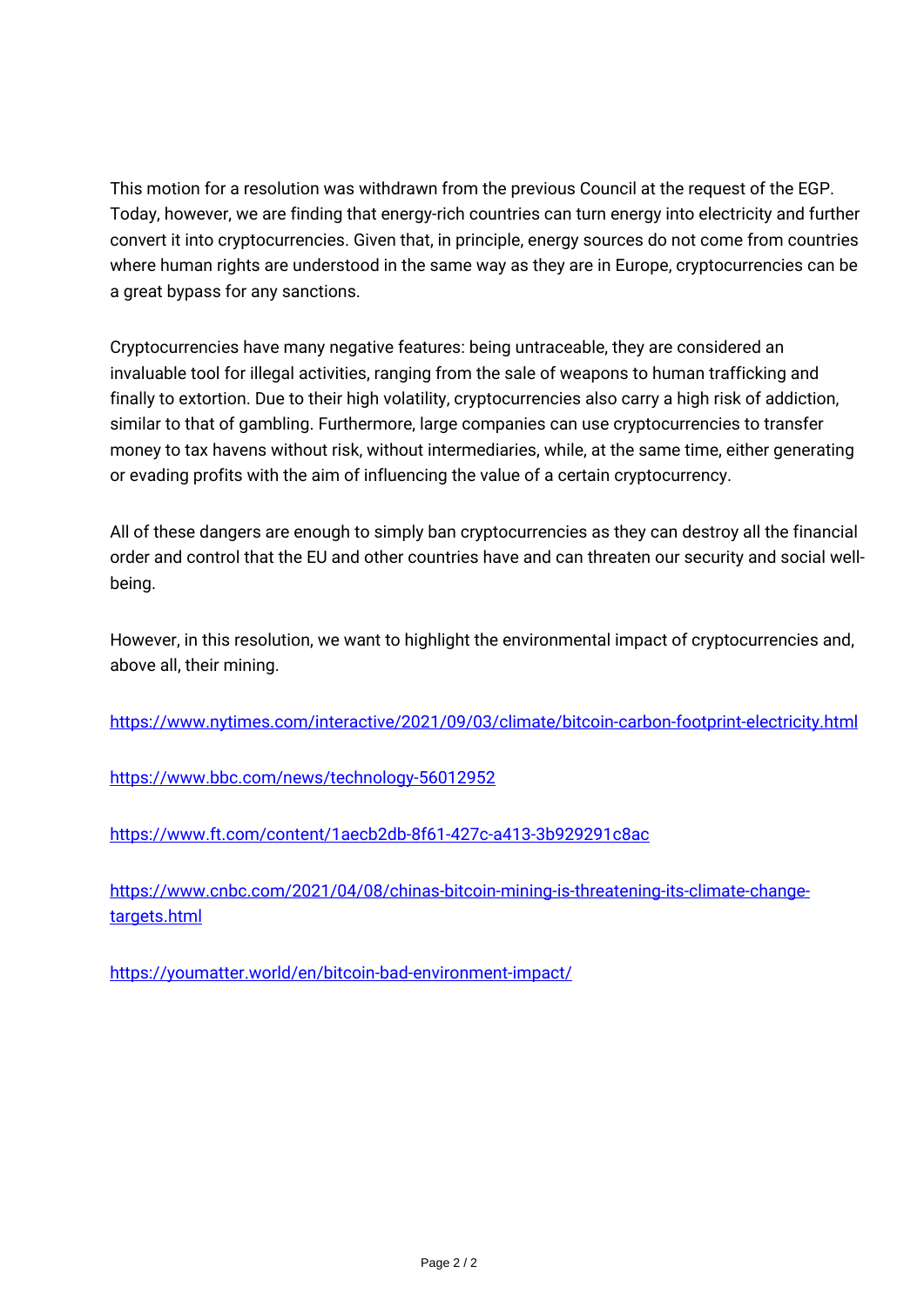This motion for a resolution was withdrawn from the previous Council at the request of the EGP. Today, however, we are finding that energy-rich countries can turn energy into electricity and further convert it into cryptocurrencies. Given that, in principle, energy sources do not come from countries where human rights are understood in the same way as they are in Europe, cryptocurrencies can be a great bypass for any sanctions.

Cryptocurrencies have many negative features: being untraceable, they are considered an invaluable tool for illegal activities, ranging from the sale of weapons to human trafficking and finally to extortion. Due to their high volatility, cryptocurrencies also carry a high risk of addiction, similar to that of gambling. Furthermore, large companies can use cryptocurrencies to transfer money to tax havens without risk, without intermediaries, while, at the same time, either generating or evading profits with the aim of influencing the value of a certain cryptocurrency.

All of these dangers are enough to simply ban cryptocurrencies as they can destroy all the financial order and control that the EU and other countries have and can threaten our security and social well-being.

However, in this resolution, we want to highlight the environmental impact of cryptocurrencies and, above all, their mining.

https://www.nytimes.com/interactive/2021/09/03/climate/bitcoin-carbon-footprint-electricity.html

https://www.bbc.com/news/technology-56012952

https://www.ft.com/content/1aecb2db-8f61-427c-a413-3b929291c8ac

https://www.cnbc.com/2021/04/08/chinas-bitcoin-mining-is-threatening-its-climate-change-targets.html

https://youmatter.world/en/bitcoin-bad-environment-impact/